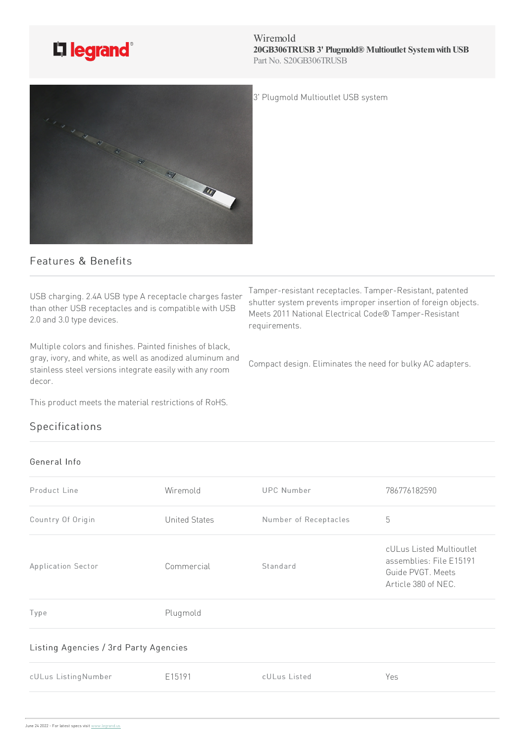Wiremold
**20GB306TRUSB 3' Plugmold® Multioutlet System with USB**
Part No. S20GB306TRUSB

3' Plugmold Multioutlet USB system

## Features & Benefits

USB charging. 2.4A USB type A receptacle charges faster than other USB receptacles and is compatible with USB 2.0 and 3.0 type devices.

Multiple colors and finishes. Painted finishes of black, gray, ivory, and white, as well as anodized aluminum and stainless steel versions integrate easily with any room decor.

This product meets the material restrictions of RoHS.

Tamper-resistant receptacles. Tamper-Resistant, patented shutter system prevents improper insertion of foreign objects. Meets 2011 National Electrical Code® Tamper-Resistant requirements.

Compact design. Eliminates the need for bulky AC adapters.

## Specifications

### General Info

| | | | |
|---|---|---|---|
| Product Line | Wiremold | UPC Number | 786776182590 |
| Country Of Origin | United States | Number of Receptacles | 5 |
| Application Sector | Commercial | Standard | cULus Listed Multioutlet assemblies: File E15191 Guide PVGT. Meets Article 380 of NEC. |
| Type | Plugmold | | |

### Listing Agencies / 3rd Party Agencies

| | | | |
|---|---|---|---|
| cULus ListingNumber | E15191 | cULus Listed | Yes |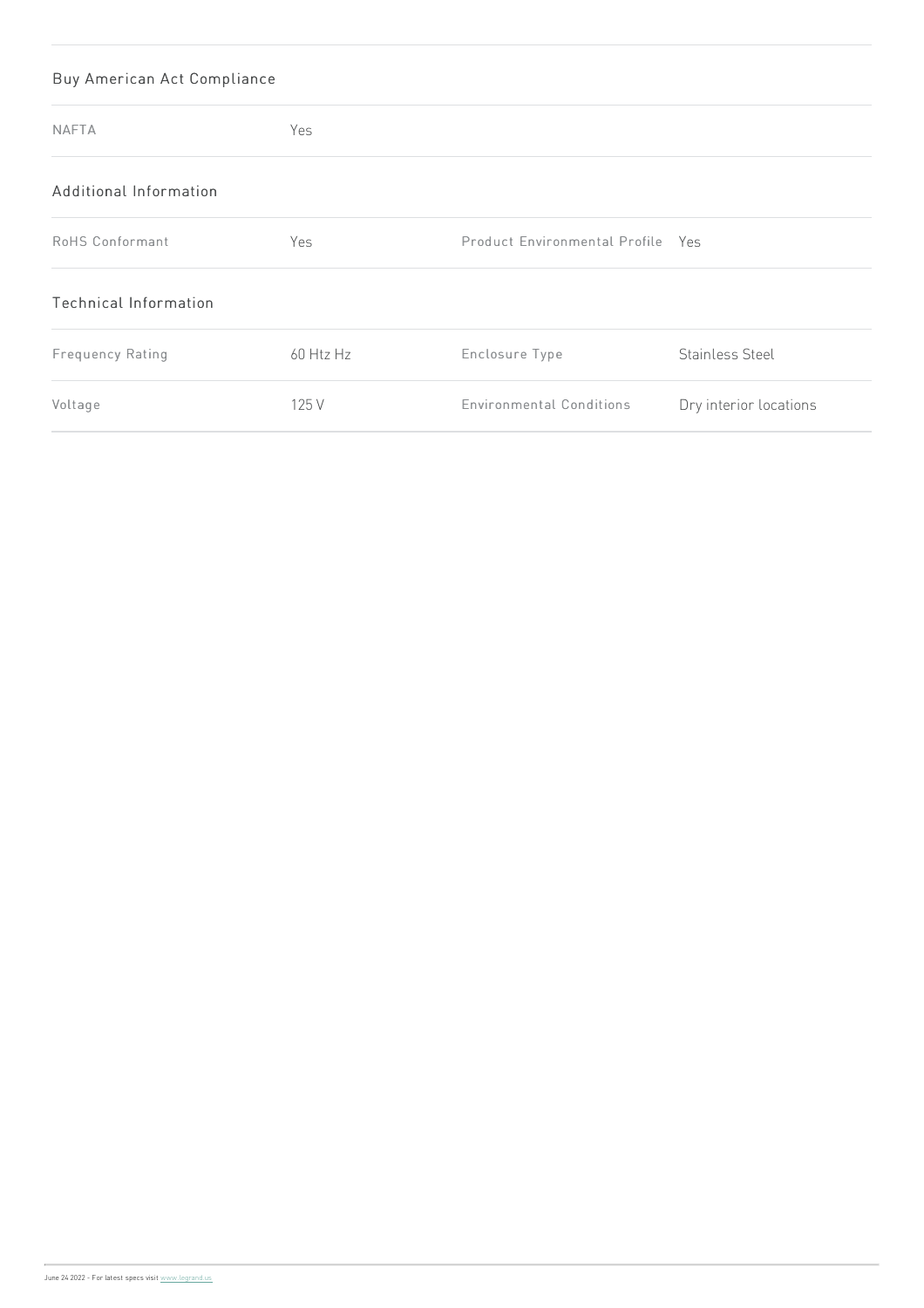## Buy American Act Compliance

| | | | |
|---|---|---|---|
| NAFTA | Yes | | |

## Additional Information

| | | | |
|---|---|---|---|
| RoHS Conformant | Yes | Product Environmental Profile | Yes |

## Technical Information

| | | | |
|---|---|---|---|
| Frequency Rating | 60 Htz Hz | Enclosure Type | Stainless Steel |
| Voltage | 125 V | Environmental Conditions | Dry interior locations |